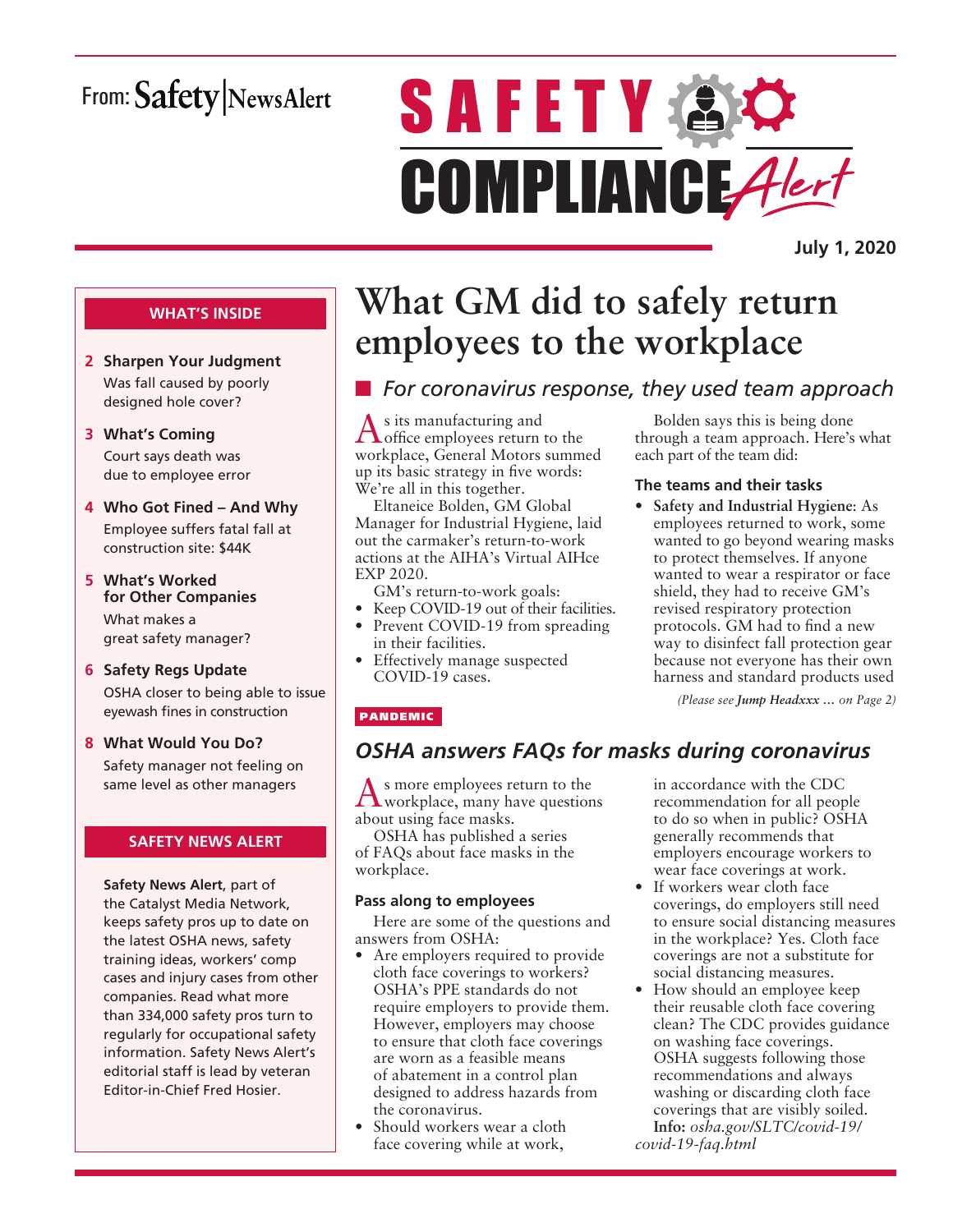From: Safety | NewsAlert

# SAFETY COMPLIANCE Alert

**July 1, 2020**

## WHAT'S INSIDE

**2 Sharpen Your Judgment**
Was fall caused by poorly designed hole cover?

**3 What's Coming**
Court says death was due to employee error

**4 Who Got Fined – And Why**
Employee suffers fatal fall at construction site: $44K

**5 What's Worked for Other Companies**
What makes a great safety manager?

**6 Safety Regs Update**
OSHA closer to being able to issue eyewash fines in construction

**8 What Would You Do?**
Safety manager not feeling on same level as other managers

## SAFETY NEWS ALERT

**Safety News Alert**, part of the Catalyst Media Network, keeps safety pros up to date on the latest OSHA news, safety training ideas, workers' comp cases and injury cases from other companies. Read what more than 334,000 safety pros turn to regularly for occupational safety information. Safety News Alert's editorial staff is lead by veteran Editor-in-Chief Fred Hosier.

# What GM did to safely return employees to the workplace

## *For coronavirus response, they used team approach*

As its manufacturing and office employees return to the workplace, General Motors summed up its basic strategy in five words: We're all in this together.

Eltaneice Bolden, GM Global Manager for Industrial Hygiene, laid out the carmaker's return-to-work actions at the AIHA's Virtual AIHce EXP 2020.

GM's return-to-work goals:

- Keep COVID-19 out of their facilities.
- Prevent COVID-19 from spreading in their facilities.
- Effectively manage suspected COVID-19 cases.

Bolden says this is being done through a team approach. Here's what each part of the team did:

### The teams and their tasks

- **Safety and Industrial Hygiene**: As employees returned to work, some wanted to go beyond wearing masks to protect themselves. If anyone wanted to wear a respirator or face shield, they had to receive GM's revised respiratory protection protocols. GM had to find a new way to disinfect fall protection gear because not everyone has their own harness and standard products used

*(Please see* ***Jump Headxxx*** *… on Page 2)*

PANDEMIC

## *OSHA answers FAQs for masks during coronavirus*

As more employees return to the workplace, many have questions about using face masks.

OSHA has published a series of FAQs about face masks in the workplace.

### Pass along to employees

Here are some of the questions and answers from OSHA:

- Are employers required to provide cloth face coverings to workers? OSHA's PPE standards do not require employers to provide them. However, employers may choose to ensure that cloth face coverings are worn as a feasible means of abatement in a control plan designed to address hazards from the coronavirus.
- Should workers wear a cloth face covering while at work, in accordance with the CDC recommendation for all people to do so when in public? OSHA generally recommends that employers encourage workers to wear face coverings at work.
- If workers wear cloth face coverings, do employers still need to ensure social distancing measures in the workplace? Yes. Cloth face coverings are not a substitute for social distancing measures.
- How should an employee keep their reusable cloth face covering clean? The CDC provides guidance on washing face coverings. OSHA suggests following those recommendations and always washing or discarding cloth face coverings that are visibly soiled.

**Info:** *osha.gov/SLTC/covid-19/covid-19-faq.html*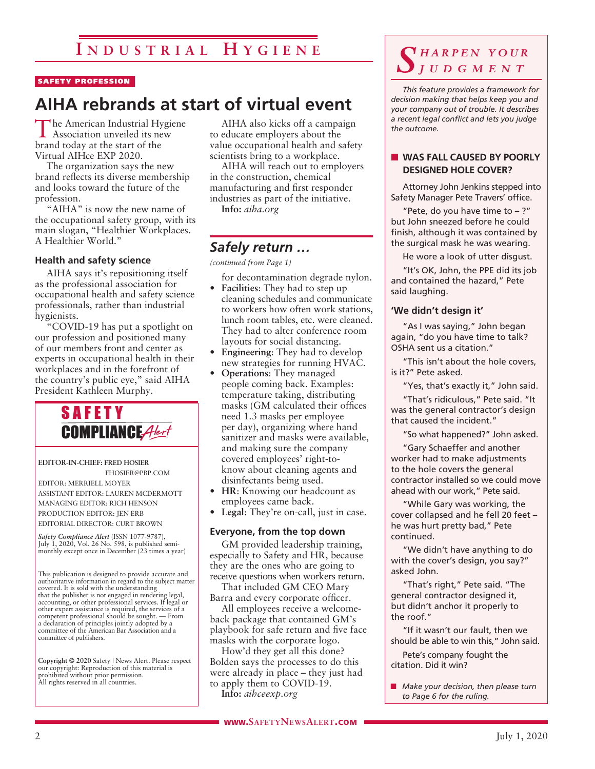# Industrial Hygiene

SAFETY PROFESSION

## AIHA rebrands at start of virtual event

The American Industrial Hygiene Association unveiled its new brand today at the start of the Virtual AIHce EXP 2020.

The organization says the new brand reflects its diverse membership and looks toward the future of the profession.

"AIHA" is now the new name of the occupational safety group, with its main slogan, "Healthier Workplaces. A Healthier World."

### Health and safety science

AIHA says it's repositioning itself as the professional association for occupational health and safety science professionals, rather than industrial hygienists.

"COVID-19 has put a spotlight on our profession and positioned many of our members front and center as experts in occupational health in their workplaces and in the forefront of the country's public eye," said AIHA President Kathleen Murphy.

AIHA also kicks off a campaign to educate employers about the value occupational health and safety scientists bring to a workplace.

AIHA will reach out to employers in the construction, chemical manufacturing and first responder industries as part of the initiative.

**Info:** *aiha.org*

**SAFETY COMPLIANCE Alert**

EDITOR-IN-CHIEF: FRED HOSIER
FHOSIER@PBP.COM
EDITOR: MERRIELL MOYER
ASSISTANT EDITOR: LAUREN MCDERMOTT
MANAGING EDITOR: RICH HENSON
PRODUCTION EDITOR: JEN ERB
EDITORIAL DIRECTOR: CURT BROWN

*Safety Compliance Alert* (ISSN 1077-9787), July 1, 2020, Vol. 26 No. 598, is published semi-monthly except once in December (23 times a year)

This publication is designed to provide accurate and authoritative information in regard to the subject matter covered. It is sold with the understanding that the publisher is not engaged in rendering legal, accounting, or other professional services. If legal or other expert assistance is required, the services of a competent professional should be sought. — From a declaration of principles jointly adopted by a committee of the American Bar Association and a committee of publishers.

**Copyright © 2020** Safety | News Alert. Please respect our copyright: Reproduction of this material is prohibited without prior permission. All rights reserved in all countries.

## *Safely return …*

*(continued from Page 1)*

for decontamination degrade nylon.

- **Facilities**: They had to step up cleaning schedules and communicate to workers how often work stations, lunch room tables, etc. were cleaned. They had to alter conference room layouts for social distancing.
- **Engineering**: They had to develop new strategies for running HVAC.
- **Operations**: They managed people coming back. Examples: temperature taking, distributing masks (GM calculated their offices need 1.3 masks per employee per day), organizing where hand sanitizer and masks were available, and making sure the company covered employees' right-to-know about cleaning agents and disinfectants being used.
- **HR**: Knowing our headcount as employees came back.
- **Legal**: They're on-call, just in case.

### Everyone, from the top down

GM provided leadership training, especially to Safety and HR, because they are the ones who are going to receive questions when workers return.

That included GM CEO Mary Barra and every corporate officer.

All employees receive a welcome-back package that contained GM's playbook for safe return and five face masks with the corporate logo.

How'd they get all this done? Bolden says the processes to do this were already in place – they just had to apply them to COVID-19.

**Info:** *aihceexp.org*

## *Sharpen your Judgment*

*This feature provides a framework for decision making that helps keep you and your company out of trouble. It describes a recent legal conflict and lets you judge the outcome.*

### WAS FALL CAUSED BY POORLY DESIGNED HOLE COVER?

Attorney John Jenkins stepped into Safety Manager Pete Travers' office.

"Pete, do you have time to – ?" but John sneezed before he could finish, although it was contained by the surgical mask he was wearing.

He wore a look of utter disgust.

"It's OK, John, the PPE did its job and contained the hazard," Pete said laughing.

#### 'We didn't design it'

"As I was saying," John began again, "do you have time to talk? OSHA sent us a citation."

"This isn't about the hole covers, is it?" Pete asked.

"Yes, that's exactly it," John said.

"That's ridiculous," Pete said. "It was the general contractor's design that caused the incident."

"So what happened?" John asked.

"Gary Schaeffer and another worker had to make adjustments to the hole covers the general contractor installed so we could move ahead with our work," Pete said.

"While Gary was working, the cover collapsed and he fell 20 feet – he was hurt pretty bad," Pete continued.

"We didn't have anything to do with the cover's design, you say?" asked John.

"That's right," Pete said. "The general contractor designed it, but didn't anchor it properly to the roof."

"If it wasn't our fault, then we should be able to win this," John said.

Pete's company fought the citation. Did it win?

■ *Make your decision, then please turn to Page 6 for the ruling.*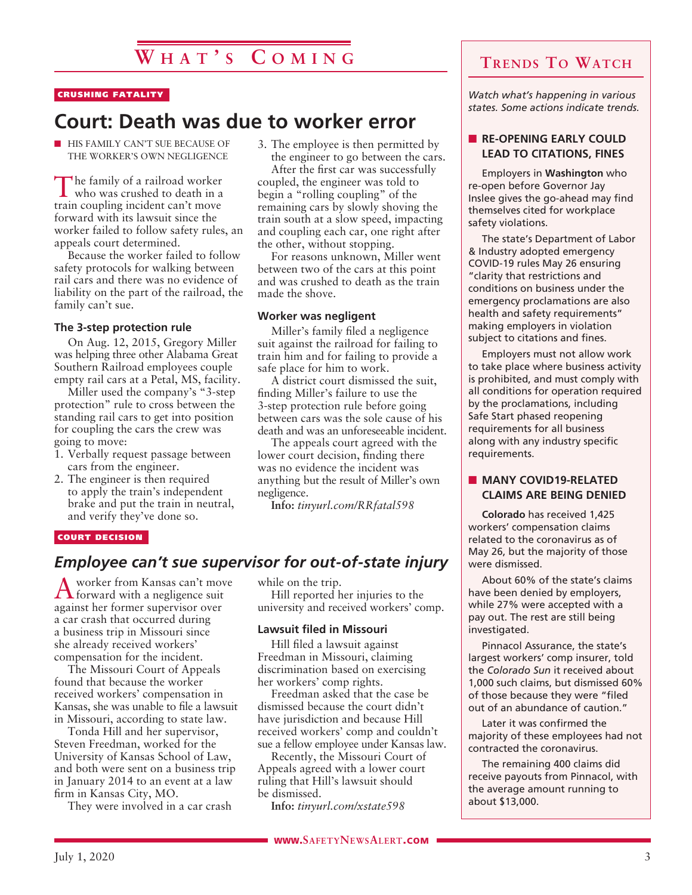# What's Coming

CRUSHING FATALITY

## Court: Death was due to worker error

■ HIS FAMILY CAN'T SUE BECAUSE OF THE WORKER'S OWN NEGLIGENCE

The family of a railroad worker who was crushed to death in a train coupling incident can't move forward with its lawsuit since the worker failed to follow safety rules, an appeals court determined.

Because the worker failed to follow safety protocols for walking between rail cars and there was no evidence of liability on the part of the railroad, the family can't sue.

### The 3-step protection rule

On Aug. 12, 2015, Gregory Miller was helping three other Alabama Great Southern Railroad employees couple empty rail cars at a Petal, MS, facility.

Miller used the company's "3-step protection" rule to cross between the standing rail cars to get into position for coupling the cars the crew was going to move:

1. Verbally request passage between cars from the engineer.
2. The engineer is then required to apply the train's independent brake and put the train in neutral, and verify they've done so.
3. The employee is then permitted by the engineer to go between the cars.

After the first car was successfully coupled, the engineer was told to begin a "rolling coupling" of the remaining cars by slowly shoving the train south at a slow speed, impacting and coupling each car, one right after the other, without stopping.

For reasons unknown, Miller went between two of the cars at this point and was crushed to death as the train made the shove.

### Worker was negligent

Miller's family filed a negligence suit against the railroad for failing to train him and for failing to provide a safe place for him to work.

A district court dismissed the suit, finding Miller's failure to use the 3-step protection rule before going between cars was the sole cause of his death and was an unforeseeable incident.

The appeals court agreed with the lower court decision, finding there was no evidence the incident was anything but the result of Miller's own negligence.

**Info:** *tinyurl.com/RRfatal598*

COURT DECISION

## *Employee can't sue supervisor for out-of-state injury*

A worker from Kansas can't move forward with a negligence suit against her former supervisor over a car crash that occurred during a business trip in Missouri since she already received workers' compensation for the incident.

The Missouri Court of Appeals found that because the worker received workers' compensation in Kansas, she was unable to file a lawsuit in Missouri, according to state law.

Tonda Hill and her supervisor, Steven Freedman, worked for the University of Kansas School of Law, and both were sent on a business trip in January 2014 to an event at a law firm in Kansas City, MO.

They were involved in a car crash while on the trip.

Hill reported her injuries to the university and received workers' comp.

### Lawsuit filed in Missouri

Hill filed a lawsuit against Freedman in Missouri, claiming discrimination based on exercising her workers' comp rights.

Freedman asked that the case be dismissed because the court didn't have jurisdiction and because Hill received workers' comp and couldn't sue a fellow employee under Kansas law.

Recently, the Missouri Court of Appeals agreed with a lower court ruling that Hill's lawsuit should be dismissed.

**Info:** *tinyurl.com/xstate598*

# Trends To Watch

*Watch what's happening in various states. Some actions indicate trends.*

### ■ RE-OPENING EARLY COULD LEAD TO CITATIONS, FINES

Employers in **Washington** who re-open before Governor Jay Inslee gives the go-ahead may find themselves cited for workplace safety violations.

The state's Department of Labor & Industry adopted emergency COVID-19 rules May 26 ensuring "clarity that restrictions and conditions on business under the emergency proclamations are also health and safety requirements" making employers in violation subject to citations and fines.

Employers must not allow work to take place where business activity is prohibited, and must comply with all conditions for operation required by the proclamations, including Safe Start phased reopening requirements for all business along with any industry specific requirements.

### ■ MANY COVID19-RELATED CLAIMS ARE BEING DENIED

**Colorado** has received 1,425 workers' compensation claims related to the coronavirus as of May 26, but the majority of those were dismissed.

About 60% of the state's claims have been denied by employers, while 27% were accepted with a pay out. The rest are still being investigated.

Pinnacol Assurance, the state's largest workers' comp insurer, told the *Colorado Sun* it received about 1,000 such claims, but dismissed 60% of those because they were "filed out of an abundance of caution."

Later it was confirmed the majority of these employees had not contracted the coronavirus.

The remaining 400 claims did receive payouts from Pinnacol, with the average amount running to about $13,000.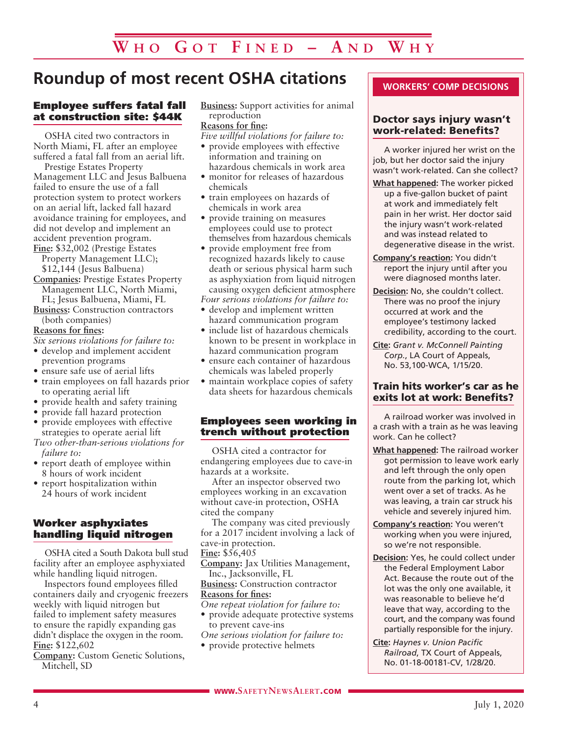# Who Got Fined – And Why

## Roundup of most recent OSHA citations

### Employee suffers fatal fall at construction site: $44K

OSHA cited two contractors in North Miami, FL after an employee suffered a fatal fall from an aerial lift.

Prestige Estates Property Management LLC and Jesus Balbuena failed to ensure the use of a fall protection system to protect workers on an aerial lift, lacked fall hazard avoidance training for employees, and did not develop and implement an accident prevention program.

**Fine:** $32,002 (Prestige Estates Property Management LLC); $12,144 (Jesus Balbuena)

**Companies:** Prestige Estates Property Management LLC, North Miami, FL; Jesus Balbuena, Miami, FL

**Business:** Construction contractors (both companies)

**Reasons for fines:**

*Six serious violations for failure to:*

- develop and implement accident prevention programs
- ensure safe use of aerial lifts
- train employees on fall hazards prior to operating aerial lift
- provide health and safety training
- provide fall hazard protection
- provide employees with effective strategies to operate aerial lift

*Two other-than-serious violations for failure to:*

- report death of employee within 8 hours of work incident
- report hospitalization within 24 hours of work incident

### Worker asphyxiates handling liquid nitrogen

OSHA cited a South Dakota bull stud facility after an employee asphyxiated while handling liquid nitrogen.

Inspectors found employees filled containers daily and cryogenic freezers weekly with liquid nitrogen but failed to implement safety measures to ensure the rapidly expanding gas didn't displace the oxygen in the room.

**Fine:** $122,602

**Company:** Custom Genetic Solutions, Mitchell, SD

**Business:** Support activities for animal reproduction

**Reasons for fine:**

*Five willful violations for failure to:*

- provide employees with effective information and training on hazardous chemicals in work area
- monitor for releases of hazardous chemicals
- train employees on hazards of chemicals in work area
- provide training on measures employees could use to protect themselves from hazardous chemicals
- provide employment free from recognized hazards likely to cause death or serious physical harm such as asphyxiation from liquid nitrogen causing oxygen deficient atmosphere

*Four serious violations for failure to:*

- develop and implement written hazard communication program
- include list of hazardous chemicals known to be present in workplace in hazard communication program
- ensure each container of hazardous chemicals was labeled properly
- maintain workplace copies of safety data sheets for hazardous chemicals

### Employees seen working in trench without protection

OSHA cited a contractor for endangering employees due to cave-in hazards at a worksite.

After an inspector observed two employees working in an excavation without cave-in protection, OSHA cited the company

The company was cited previously for a 2017 incident involving a lack of cave-in protection.

**Fine:** $56,405

**Company:** Jax Utilities Management, Inc., Jacksonville, FL

**Business:** Construction contractor

**Reasons for fines:**

*One repeat violation for failure to:*

- provide adequate protective systems to prevent cave-ins

*One serious violation for failure to:*

- provide protective helmets

---

## WORKERS' COMP DECISIONS

### Doctor says injury wasn't work-related: Benefits?

A worker injured her wrist on the job, but her doctor said the injury wasn't work-related. Can she collect?

**What happened:** The worker picked up a five-gallon bucket of paint at work and immediately felt pain in her wrist. Her doctor said the injury wasn't work-related and was instead related to degenerative disease in the wrist.

**Company's reaction:** You didn't report the injury until after you were diagnosed months later.

**Decision:** No, she couldn't collect. There was no proof the injury occurred at work and the employee's testimony lacked credibility, according to the court.

**Cite:** *Grant v. McConnell Painting Corp.*, LA Court of Appeals, No. 53,100-WCA, 1/15/20.

### Train hits worker's car as he exits lot at work: Benefits?

A railroad worker was involved in a crash with a train as he was leaving work. Can he collect?

**What happened:** The railroad worker got permission to leave work early and left through the only open route from the parking lot, which went over a set of tracks. As he was leaving, a train car struck his vehicle and severely injured him.

**Company's reaction:** You weren't working when you were injured, so we're not responsible.

**Decision:** Yes, he could collect under the Federal Employment Labor Act. Because the route out of the lot was the only one available, it was reasonable to believe he'd leave that way, according to the court, and the company was found partially responsible for the injury.

**Cite:** *Haynes v. Union Pacific Railroad*, TX Court of Appeals, No. 01-18-00181-CV, 1/28/20.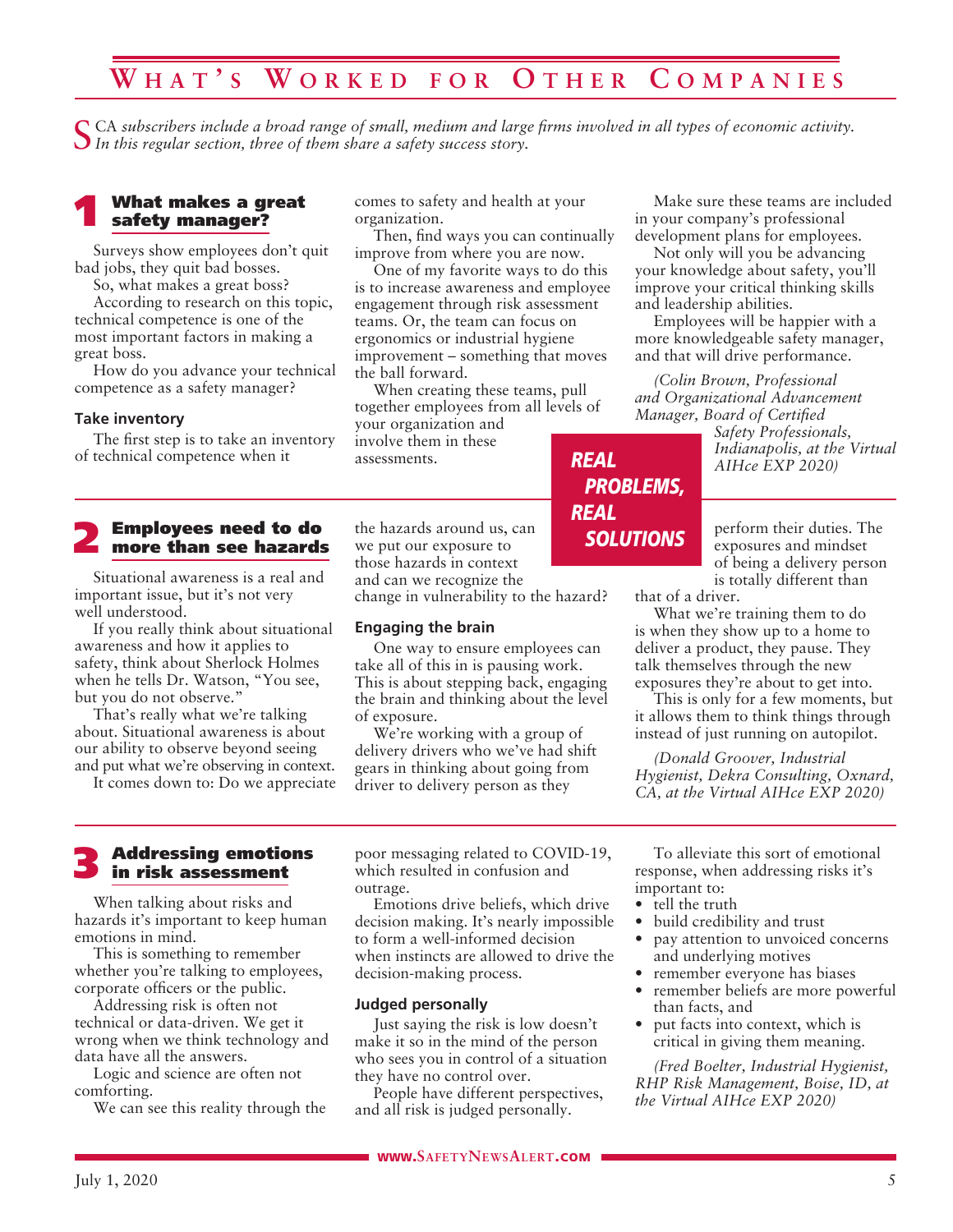# What's Worked for Other Companies

*SCA subscribers include a broad range of small, medium and large firms involved in all types of economic activity. In this regular section, three of them share a safety success story.*

## 1 What makes a great safety manager?

Surveys show employees don't quit bad jobs, they quit bad bosses.

So, what makes a great boss?

According to research on this topic, technical competence is one of the most important factors in making a great boss.

How do you advance your technical competence as a safety manager?

### Take inventory

The first step is to take an inventory of technical competence when it comes to safety and health at your organization.

Then, find ways you can continually improve from where you are now.

One of my favorite ways to do this is to increase awareness and employee engagement through risk assessment teams. Or, the team can focus on ergonomics or industrial hygiene improvement – something that moves the ball forward.

When creating these teams, pull together employees from all levels of your organization and involve them in these assessments.

Make sure these teams are included in your company's professional development plans for employees.

Not only will you be advancing your knowledge about safety, you'll improve your critical thinking skills and leadership abilities.

Employees will be happier with a more knowledgeable safety manager, and that will drive performance.

*(Colin Brown, Professional and Organizational Advancement Manager, Board of Certified Safety Professionals, Indianapolis, at the Virtual AIHce EXP 2020)*

**REAL PROBLEMS, REAL SOLUTIONS**

## 2 Employees need to do more than see hazards

Situational awareness is a real and important issue, but it's not very well understood.

If you really think about situational awareness and how it applies to safety, think about Sherlock Holmes when he tells Dr. Watson, "You see, but you do not observe."

That's really what we're talking about. Situational awareness is about our ability to observe beyond seeing and put what we're observing in context.

It comes down to: Do we appreciate the hazards around us, can we put our exposure to those hazards in context and can we recognize the change in vulnerability to the hazard?

### Engaging the brain

One way to ensure employees can take all of this in is pausing work. This is about stepping back, engaging the brain and thinking about the level of exposure.

We're working with a group of delivery drivers who we've had shift gears in thinking about going from driver to delivery person as they perform their duties. The exposures and mindset of being a delivery person is totally different than that of a driver.

What we're training them to do is when they show up to a home to deliver a product, they pause. They talk themselves through the new exposures they're about to get into.

This is only for a few moments, but it allows them to think things through instead of just running on autopilot.

*(Donald Groover, Industrial Hygienist, Dekra Consulting, Oxnard, CA, at the Virtual AIHce EXP 2020)*

## 3 Addressing emotions in risk assessment

When talking about risks and hazards it's important to keep human emotions in mind.

This is something to remember whether you're talking to employees, corporate officers or the public.

Addressing risk is often not technical or data-driven. We get it wrong when we think technology and data have all the answers.

Logic and science are often not comforting.

We can see this reality through the poor messaging related to COVID-19, which resulted in confusion and outrage.

Emotions drive beliefs, which drive decision making. It's nearly impossible to form a well-informed decision when instincts are allowed to drive the decision-making process.

### Judged personally

Just saying the risk is low doesn't make it so in the mind of the person who sees you in control of a situation they have no control over.

People have different perspectives, and all risk is judged personally.

To alleviate this sort of emotional response, when addressing risks it's important to:

- tell the truth
- build credibility and trust
- pay attention to unvoiced concerns and underlying motives
- remember everyone has biases
- remember beliefs are more powerful than facts, and
- put facts into context, which is critical in giving them meaning.

*(Fred Boelter, Industrial Hygienist, RHP Risk Management, Boise, ID, at the Virtual AIHce EXP 2020)*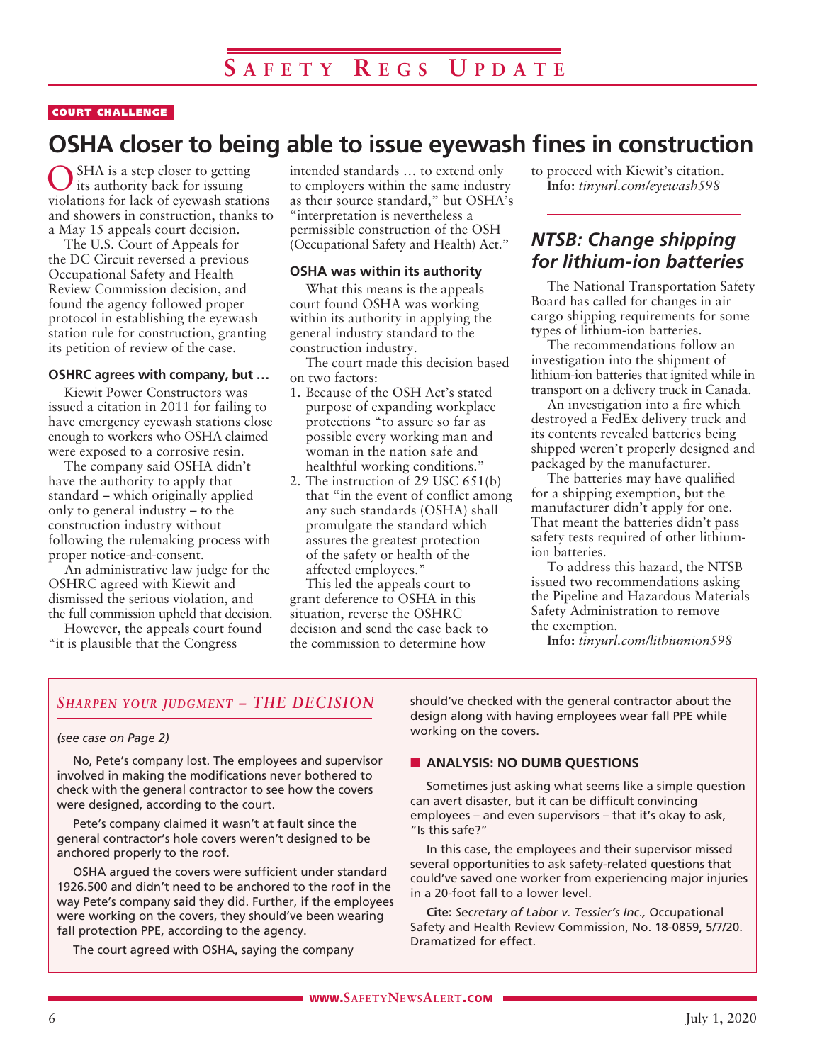# Safety Regs Update

COURT CHALLENGE

## OSHA closer to being able to issue eyewash fines in construction

OSHA is a step closer to getting its authority back for issuing violations for lack of eyewash stations and showers in construction, thanks to a May 15 appeals court decision.

The U.S. Court of Appeals for the DC Circuit reversed a previous Occupational Safety and Health Review Commission decision, and found the agency followed proper protocol in establishing the eyewash station rule for construction, granting its petition of review of the case.

### OSHRC agrees with company, but …

Kiewit Power Constructors was issued a citation in 2011 for failing to have emergency eyewash stations close enough to workers who OSHA claimed were exposed to a corrosive resin.

The company said OSHA didn't have the authority to apply that standard – which originally applied only to general industry – to the construction industry without following the rulemaking process with proper notice-and-consent.

An administrative law judge for the OSHRC agreed with Kiewit and dismissed the serious violation, and the full commission upheld that decision.

However, the appeals court found "it is plausible that the Congress intended standards … to extend only to employers within the same industry as their source standard," but OSHA's "interpretation is nevertheless a permissible construction of the OSH (Occupational Safety and Health) Act."

### OSHA was within its authority

What this means is the appeals court found OSHA was working within its authority in applying the general industry standard to the construction industry.

The court made this decision based on two factors:

1. Because of the OSH Act's stated purpose of expanding workplace protections "to assure so far as possible every working man and woman in the nation safe and healthful working conditions."
2. The instruction of 29 USC 651(b) that "in the event of conflict among any such standards (OSHA) shall promulgate the standard which assures the greatest protection of the safety or health of the affected employees."

This led the appeals court to grant deference to OSHA in this situation, reverse the OSHRC decision and send the case back to the commission to determine how to proceed with Kiewit's citation.

**Info:** *tinyurl.com/eyewash598*

## *NTSB: Change shipping for lithium-ion batteries*

The National Transportation Safety Board has called for changes in air cargo shipping requirements for some types of lithium-ion batteries.

The recommendations follow an investigation into the shipment of lithium-ion batteries that ignited while in transport on a delivery truck in Canada.

An investigation into a fire which destroyed a FedEx delivery truck and its contents revealed batteries being shipped weren't properly designed and packaged by the manufacturer.

The batteries may have qualified for a shipping exemption, but the manufacturer didn't apply for one. That meant the batteries didn't pass safety tests required of other lithium-ion batteries.

To address this hazard, the NTSB issued two recommendations asking the Pipeline and Hazardous Materials Safety Administration to remove the exemption.

**Info:** *tinyurl.com/lithiumion598*

---

### *Sharpen your judgment – THE DECISION*

*(see case on Page 2)*

No, Pete's company lost. The employees and supervisor involved in making the modifications never bothered to check with the general contractor to see how the covers were designed, according to the court.

Pete's company claimed it wasn't at fault since the general contractor's hole covers weren't designed to be anchored properly to the roof.

OSHA argued the covers were sufficient under standard 1926.500 and didn't need to be anchored to the roof in the way Pete's company said they did. Further, if the employees were working on the covers, they should've been wearing fall protection PPE, according to the agency.

The court agreed with OSHA, saying the company should've checked with the general contractor about the design along with having employees wear fall PPE while working on the covers.

#### ANALYSIS: NO DUMB QUESTIONS

Sometimes just asking what seems like a simple question can avert disaster, but it can be difficult convincing employees – and even supervisors – that it's okay to ask, "Is this safe?"

In this case, the employees and their supervisor missed several opportunities to ask safety-related questions that could've saved one worker from experiencing major injuries in a 20-foot fall to a lower level.

**Cite:** *Secretary of Labor v. Tessier's Inc.,* Occupational Safety and Health Review Commission, No. 18-0859, 5/7/20. Dramatized for effect.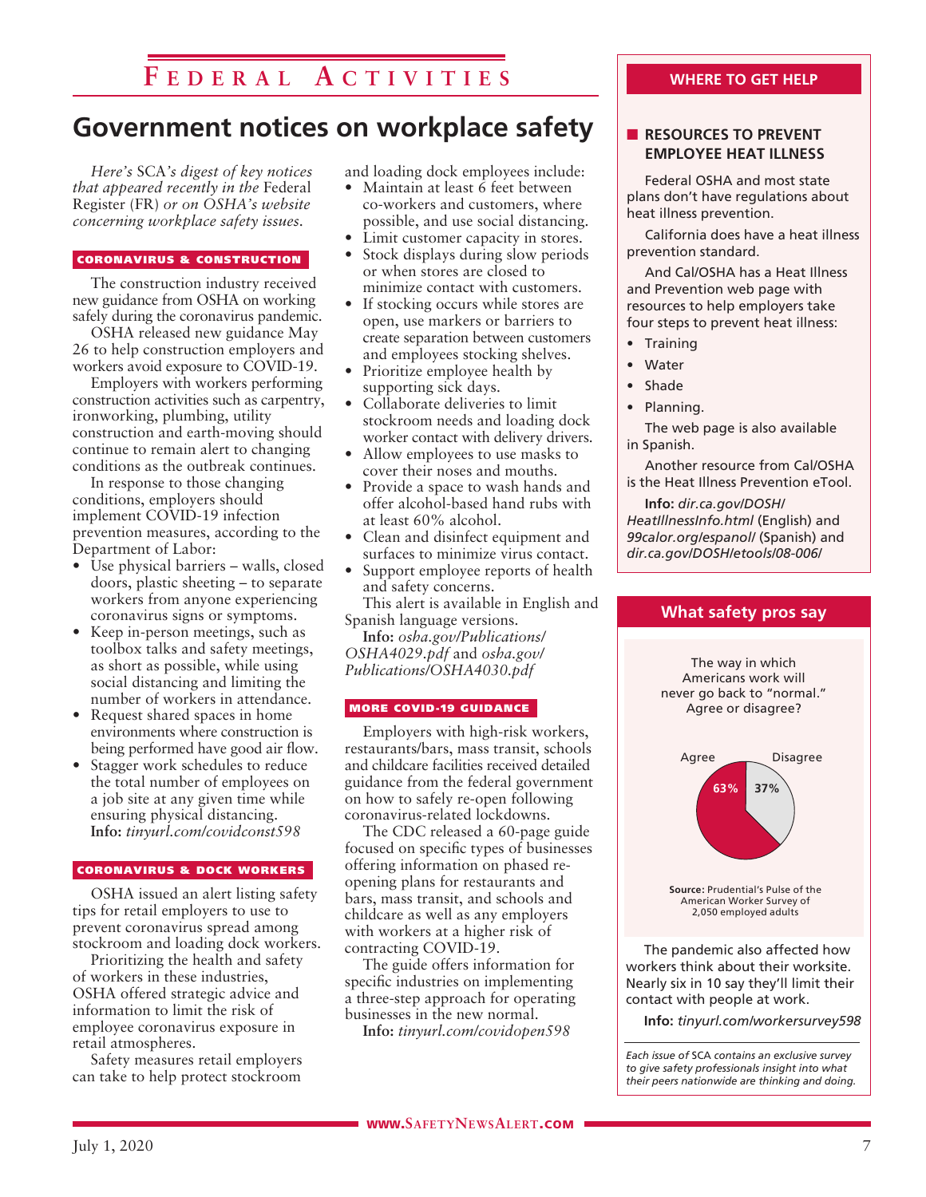# Government notices on workplace safety

*Here's SCA's digest of key notices that appeared recently in the Federal Register (FR) or on OSHA's website concerning workplace safety issues.*

### CORONAVIRUS & CONSTRUCTION

The construction industry received new guidance from OSHA on working safely during the coronavirus pandemic.

OSHA released new guidance May 26 to help construction employers and workers avoid exposure to COVID-19.

Employers with workers performing construction activities such as carpentry, ironworking, plumbing, utility construction and earth-moving should continue to remain alert to changing conditions as the outbreak continues.

In response to those changing conditions, employers should implement COVID-19 infection prevention measures, according to the Department of Labor:

- Use physical barriers – walls, closed doors, plastic sheeting – to separate workers from anyone experiencing coronavirus signs or symptoms.
- Keep in-person meetings, such as toolbox talks and safety meetings, as short as possible, while using social distancing and limiting the number of workers in attendance.
- Request shared spaces in home environments where construction is being performed have good air flow.
- Stagger work schedules to reduce the total number of employees on a job site at any given time while ensuring physical distancing.

**Info:** *tinyurl.com/covidconst598*

### CORONAVIRUS & DOCK WORKERS

OSHA issued an alert listing safety tips for retail employers to use to prevent coronavirus spread among stockroom and loading dock workers.

Prioritizing the health and safety of workers in these industries, OSHA offered strategic advice and information to limit the risk of employee coronavirus exposure in retail atmospheres.

Safety measures retail employers can take to help protect stockroom and loading dock employees include:

- Maintain at least 6 feet between co-workers and customers, where possible, and use social distancing.
- Limit customer capacity in stores.
- Stock displays during slow periods or when stores are closed to minimize contact with customers.
- If stocking occurs while stores are open, use markers or barriers to create separation between customers and employees stocking shelves.
- Prioritize employee health by supporting sick days.
- Collaborate deliveries to limit stockroom needs and loading dock worker contact with delivery drivers.
- Allow employees to use masks to cover their noses and mouths.
- Provide a space to wash hands and offer alcohol-based hand rubs with at least 60% alcohol.
- Clean and disinfect equipment and surfaces to minimize virus contact.
- Support employee reports of health and safety concerns.

This alert is available in English and Spanish language versions.

**Info:** *osha.gov/Publications/OSHA4029.pdf* and *osha.gov/Publications/OSHA4030.pdf*

### MORE COVID-19 GUIDANCE

Employers with high-risk workers, restaurants/bars, mass transit, schools and childcare facilities received detailed guidance from the federal government on how to safely re-open following coronavirus-related lockdowns.

The CDC released a 60-page guide focused on specific types of businesses offering information on phased re-opening plans for restaurants and bars, mass transit, and schools and childcare as well as any employers with workers at a higher risk of contracting COVID-19.

The guide offers information for specific industries on implementing a three-step approach for operating businesses in the new normal.

**Info:** *tinyurl.com/covidopen598*

## WHERE TO GET HELP

### RESOURCES TO PREVENT EMPLOYEE HEAT ILLNESS

Federal OSHA and most state plans don't have regulations about heat illness prevention.

California does have a heat illness prevention standard.

And Cal/OSHA has a Heat Illness and Prevention web page with resources to help employers take four steps to prevent heat illness:

- Training
- Water
- Shade
- Planning.

The web page is also available in Spanish.

Another resource from Cal/OSHA is the Heat Illness Prevention eTool.

**Info:** *dir.ca.gov/DOSH/HeatIllnessInfo.html* (English) and *99calor.org/espanol/* (Spanish) and *dir.ca.gov/DOSH/etools/08-006/*

## What safety pros say

The way in which Americans work will never go back to "normal." Agree or disagree?

| Agree | Disagree |
|---|---|
| 63% | 37% |

**Source:** Prudential's Pulse of the American Worker Survey of 2,050 employed adults

The pandemic also affected how workers think about their worksite. Nearly six in 10 say they'll limit their contact with people at work.

**Info:** *tinyurl.com/workersurvey598*

*Each issue of SCA contains an exclusive survey to give safety professionals insight into what their peers nationwide are thinking and doing.*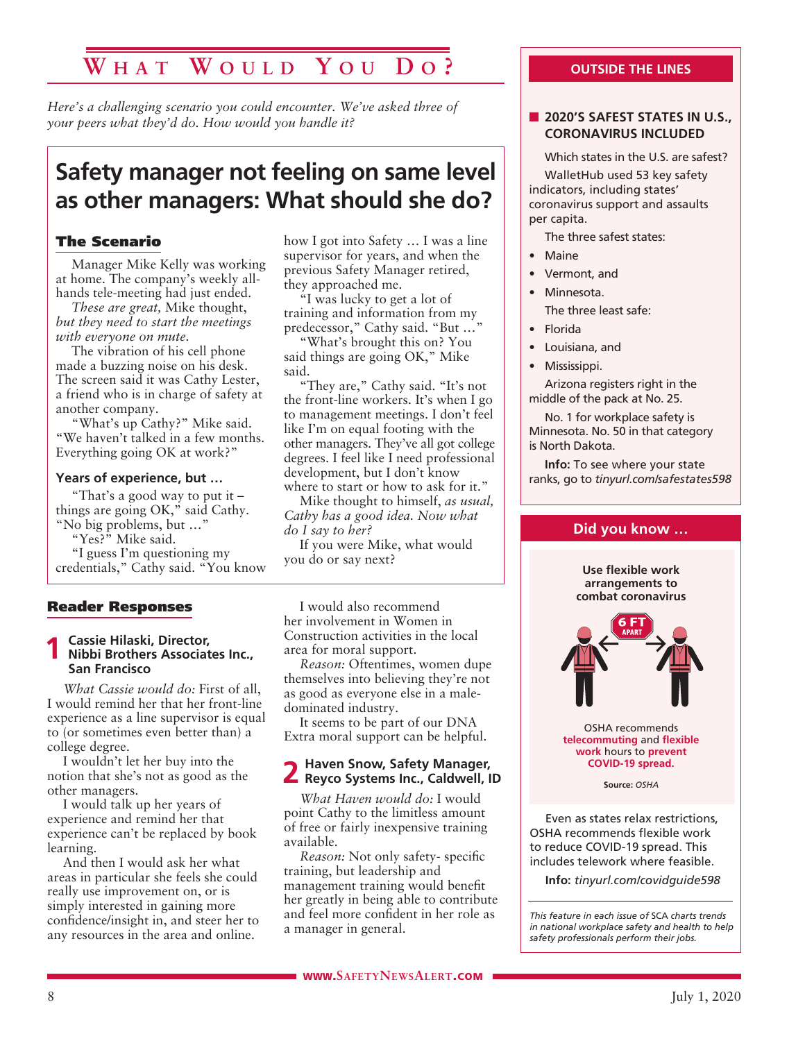# What Would You Do?

*Here's a challenging scenario you could encounter. We've asked three of your peers what they'd do. How would you handle it?*

## Safety manager not feeling on same level as other managers: What should she do?

### The Scenario

Manager Mike Kelly was working at home. The company's weekly all-hands tele-meeting had just ended.

*These are great,* Mike thought, *but they need to start the meetings with everyone on mute.*

The vibration of his cell phone made a buzzing noise on his desk. The screen said it was Cathy Lester, a friend who is in charge of safety at another company.

"What's up Cathy?" Mike said. "We haven't talked in a few months. Everything going OK at work?"

**Years of experience, but …**

"That's a good way to put it – things are going OK," said Cathy. "No big problems, but …"

"Yes?" Mike said.

"I guess I'm questioning my credentials," Cathy said. "You know how I got into Safety … I was a line supervisor for years, and when the previous Safety Manager retired, they approached me.

"I was lucky to get a lot of training and information from my predecessor," Cathy said. "But …"

"What's brought this on? You said things are going OK," Mike said.

"They are," Cathy said. "It's not the front-line workers. It's when I go to management meetings. I don't feel like I'm on equal footing with the other managers. They've all got college degrees. I feel like I need professional development, but I don't know where to start or how to ask for it."

Mike thought to himself, *as usual, Cathy has a good idea. Now what do I say to her?*

If you were Mike, what would you do or say next?

### Reader Responses

**1 Cassie Hilaski, Director, Nibbi Brothers Associates Inc., San Francisco**

*What Cassie would do:* First of all, I would remind her that her front-line experience as a line supervisor is equal to (or sometimes even better than) a college degree.

I wouldn't let her buy into the notion that she's not as good as the other managers.

I would talk up her years of experience and remind her that experience can't be replaced by book learning.

And then I would ask her what areas in particular she feels she could really use improvement on, or is simply interested in gaining more confidence/insight in, and steer her to any resources in the area and online.

I would also recommend her involvement in Women in Construction activities in the local area for moral support.

*Reason:* Oftentimes, women dupe themselves into believing they're not as good as everyone else in a male-dominated industry.

It seems to be part of our DNA Extra moral support can be helpful.

**2 Haven Snow, Safety Manager, Reyco Systems Inc., Caldwell, ID**

*What Haven would do:* I would point Cathy to the limitless amount of free or fairly inexpensive training available.

*Reason:* Not only safety- specific training, but leadership and management training would benefit her greatly in being able to contribute and feel more confident in her role as a manager in general.

## OUTSIDE THE LINES

### 2020'S SAFEST STATES IN U.S., CORONAVIRUS INCLUDED

Which states in the U.S. are safest?

WalletHub used 53 key safety indicators, including states' coronavirus support and assaults per capita.

The three safest states:

- Maine
- Vermont, and
- Minnesota.

The three least safe:

- Florida
- Louisiana, and
- Mississippi.

Arizona registers right in the middle of the pack at No. 25.

No. 1 for workplace safety is Minnesota. No. 50 in that category is North Dakota.

**Info:** To see where your state ranks, go to *tinyurl.com/safestates598*

### Did you know …

**Use flexible work arrangements to combat coronavirus**

6 FT APART

OSHA recommends **telecommuting** and **flexible work** hours to **prevent COVID-19 spread.**

**Source:** *OSHA*

Even as states relax restrictions, OSHA recommends flexible work to reduce COVID-19 spread. This includes telework where feasible.

**Info:** *tinyurl.com/covidguide598*

*This feature in each issue of* SCA *charts trends in national workplace safety and health to help safety professionals perform their jobs.*